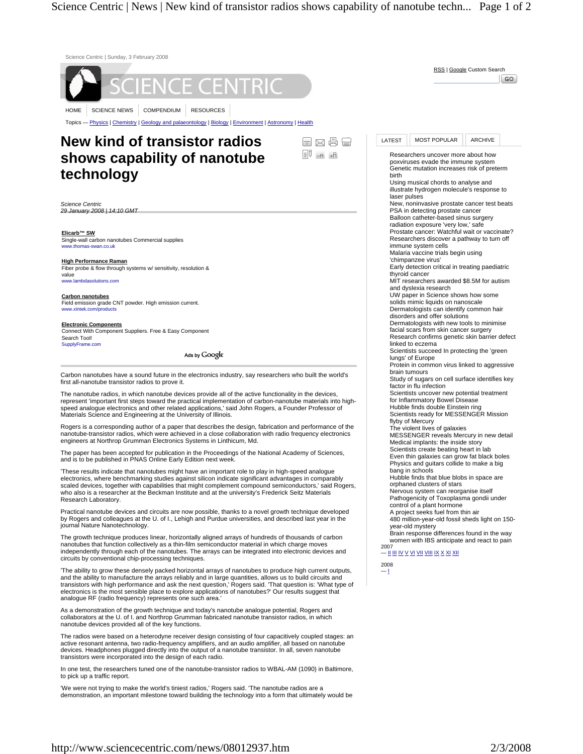Science Centric | Sunday, 3 February 2008

SCIENCE CENTRIC

HOME | SCIENCE NEWS | COMPENDIUM | RESOURCES

Topics — Physics | Chemistry | Geology and palaeontology | Biology | Environment | Astronomy | Health

RSS | Google Custom Search

# New kind of transistor radios shows capability of nanotube technology

*Science Centric*
*29 January 2008 | 14:10 GMT*

**Elicarb™ SW**
Single-wall carbon nanotubes Commercial supplies
www.thomas-swan.co.uk

**High Performance Raman**
Fiber probe & flow through systems w/ sensitivity, resolution & value
www.lambdasolutions.com

**Carbon nanotubes**
Field emission grade CNT powder. High emission current.
www.xintek.com/products

**Electronic Components**
Connect With Component Suppliers. Free & Easy Component Search Tool!
SupplyFrame.com

Ads by Google

Carbon nanotubes have a sound future in the electronics industry, say researchers who built the world's first all-nanotube transistor radios to prove it.

The nanotube radios, in which nanotube devices provide all of the active functionality in the devices, represent 'important first steps toward the practical implementation of carbon-nanotube materials into high-speed analogue electronics and other related applications,' said John Rogers, a Founder Professor of Materials Science and Engineering at the University of Illinois.

Rogers is a corresponding author of a paper that describes the design, fabrication and performance of the nanotube-transistor radios, which were achieved in a close collaboration with radio frequency electronics engineers at Northrop Grumman Electronics Systems in Linthicum, Md.

The paper has been accepted for publication in the Proceedings of the National Academy of Sciences, and is to be published in PNAS Online Early Edition next week.

'These results indicate that nanotubes might have an important role to play in high-speed analogue electronics, where benchmarking studies against silicon indicate significant advantages in comparably scaled devices, together with capabilities that might complement compound semiconductors,' said Rogers, who also is a researcher at the Beckman Institute and at the university's Frederick Seitz Materials Research Laboratory.

Practical nanotube devices and circuits are now possible, thanks to a novel growth technique developed by Rogers and colleagues at the U. of I., Lehigh and Purdue universities, and described last year in the journal Nature Nanotechnology.

The growth technique produces linear, horizontally aligned arrays of hundreds of thousands of carbon nanotubes that function collectively as a thin-film semiconductor material in which charge moves independently through each of the nanotubes. The arrays can be integrated into electronic devices and circuits by conventional chip-processing techniques.

'The ability to grow these densely packed horizontal arrays of nanotubes to produce high current outputs, and the ability to manufacture the arrays reliably and in large quantities, allows us to build circuits and transistors with high performance and ask the next question,' Rogers said. 'That question is: 'What type of electronics is the most sensible place to explore applications of nanotubes?' Our results suggest that analogue RF (radio frequency) represents one such area.'

As a demonstration of the growth technique and today's nanotube analogue potential, Rogers and collaborators at the U. of I. and Northrop Grumman fabricated nanotube transistor radios, in which nanotube devices provided all of the key functions.

The radios were based on a heterodyne receiver design consisting of four capacitively coupled stages: an active resonant antenna, two radio-frequency amplifiers, and an audio amplifier, all based on nanotube devices. Headphones plugged directly into the output of a nanotube transistor. In all, seven nanotube transistors were incorporated into the design of each radio.

In one test, the researchers tuned one of the nanotube-transistor radios to WBAL-AM (1090) in Baltimore, to pick up a traffic report.

'We were not trying to make the world's tiniest radios,' Rogers said. 'The nanotube radios are a demonstration, an important milestone toward building the technology into a form that ultimately would be

LATEST | MOST POPULAR | ARCHIVE

- Researchers uncover more about how poxviruses evade the immune system
- Genetic mutation increases risk of preterm birth
- Using musical chords to analyse and illustrate hydrogen molecule's response to laser pulses
- New, noninvasive prostate cancer test beats PSA in detecting prostate cancer
- Balloon catheter-based sinus surgery radiation exposure 'very low,' safe
- Prostate cancer: Watchful wait or vaccinate?
- Researchers discover a pathway to turn off immune system cells
- Malaria vaccine trials begin using 'chimpanzee virus'
- Early detection critical in treating paediatric thyroid cancer
- MIT researchers awarded $8.5M for autism and dyslexia research
- UW paper in Science shows how some solids mimic liquids on nanoscale
- Dermatologists can identify common hair disorders and offer solutions
- Dermatologists with new tools to minimise facial scars from skin cancer surgery
- Research confirms genetic skin barrier defect linked to eczema
- Scientists succeed In protecting the 'green lungs' of Europe
- Protein in common virus linked to aggressive brain tumours
- Study of sugars on cell surface identifies key factor in flu infection
- Scientists uncover new potential treatment for Inflammatory Bowel Disease
- Hubble finds double Einstein ring
- Scientists ready for MESSENGER Mission flyby of Mercury
- The violent lives of galaxies
- MESSENGER reveals Mercury in new detail
- Medical implants: the inside story
- Scientists create beating heart in lab
- Even thin galaxies can grow fat black boles
- Physics and guitars collide to make a big bang in schools
- Hubble finds that blue blobs in space are orphaned clusters of stars
- Nervous system can reorganise itself
- Pathogenicity of Toxoplasma gondii under control of a plant hormone
- A project seeks fuel from thin air
- 480 million-year-old fossil sheds light on 150-year-old mystery
- Brain response differences found in the way women with IBS anticipate and react to pain

2007
— II III IV V VI VII VIII IX X XI XII

2008
— I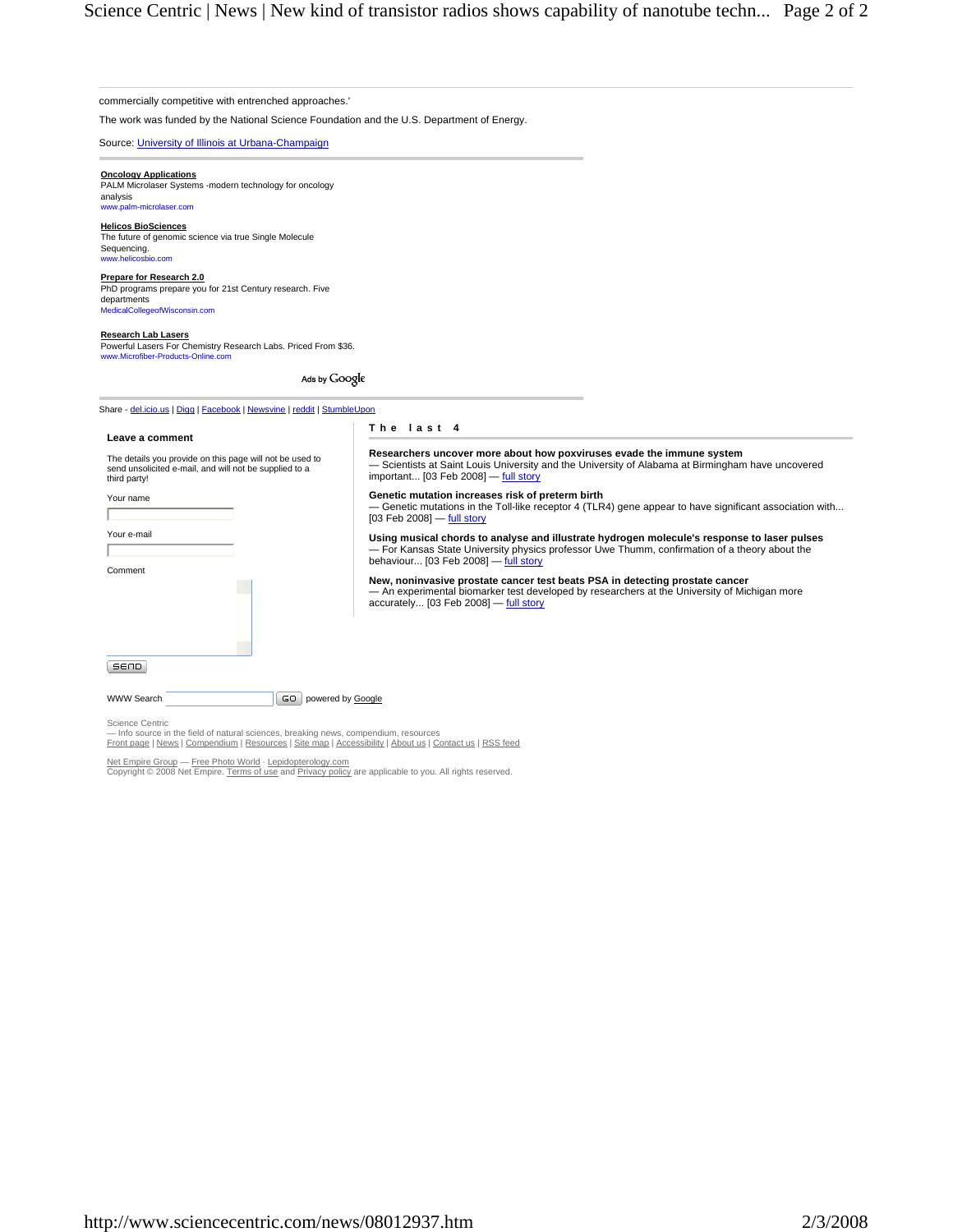commercially competitive with entrenched approaches.'

The work was funded by the National Science Foundation and the U.S. Department of Energy.

Source: University of Illinois at Urbana-Champaign

**Oncology Applications**
PALM Microlaser Systems -modern technology for oncology analysis
www.palm-microlaser.com

**Helicos BioSciences**
The future of genomic science via true Single Molecule Sequencing.
www.helicosbio.com

**Prepare for Research 2.0**
PhD programs prepare you for 21st Century research. Five departments
MedicalCollegeofWisconsin.com

**Research Lab Lasers**
Powerful Lasers For Chemistry Research Labs. Priced From $36.
www.Microfiber-Products-Online.com

Ads by Google

Share - del.icio.us | Digg | Facebook | Newsvine | reddit | StumbleUpon

### Leave a comment

The details you provide on this page will not be used to send unsolicited e-mail, and will not be supplied to a third party!

Your name

Your e-mail

Comment

SEND

### The last 4

**Researchers uncover more about how poxviruses evade the immune system**
— Scientists at Saint Louis University and the University of Alabama at Birmingham have uncovered important... [03 Feb 2008] — full story

**Genetic mutation increases risk of preterm birth**
— Genetic mutations in the Toll-like receptor 4 (TLR4) gene appear to have significant association with... [03 Feb 2008] — full story

**Using musical chords to analyse and illustrate hydrogen molecule's response to laser pulses**
— For Kansas State University physics professor Uwe Thumm, confirmation of a theory about the behaviour... [03 Feb 2008] — full story

**New, noninvasive prostate cancer test beats PSA in detecting prostate cancer**
— An experimental biomarker test developed by researchers at the University of Michigan more accurately... [03 Feb 2008] — full story

WWW Search GO powered by Google

Science Centric
— Info source in the field of natural sciences, breaking news, compendium, resources
Front page | News | Compendium | Resources | Site map | Accessibility | About us | Contact us | RSS feed

Net Empire Group — Free Photo World · Lepidopterology.com
Copyright © 2008 Net Empire. Terms of use and Privacy policy are applicable to you. All rights reserved.